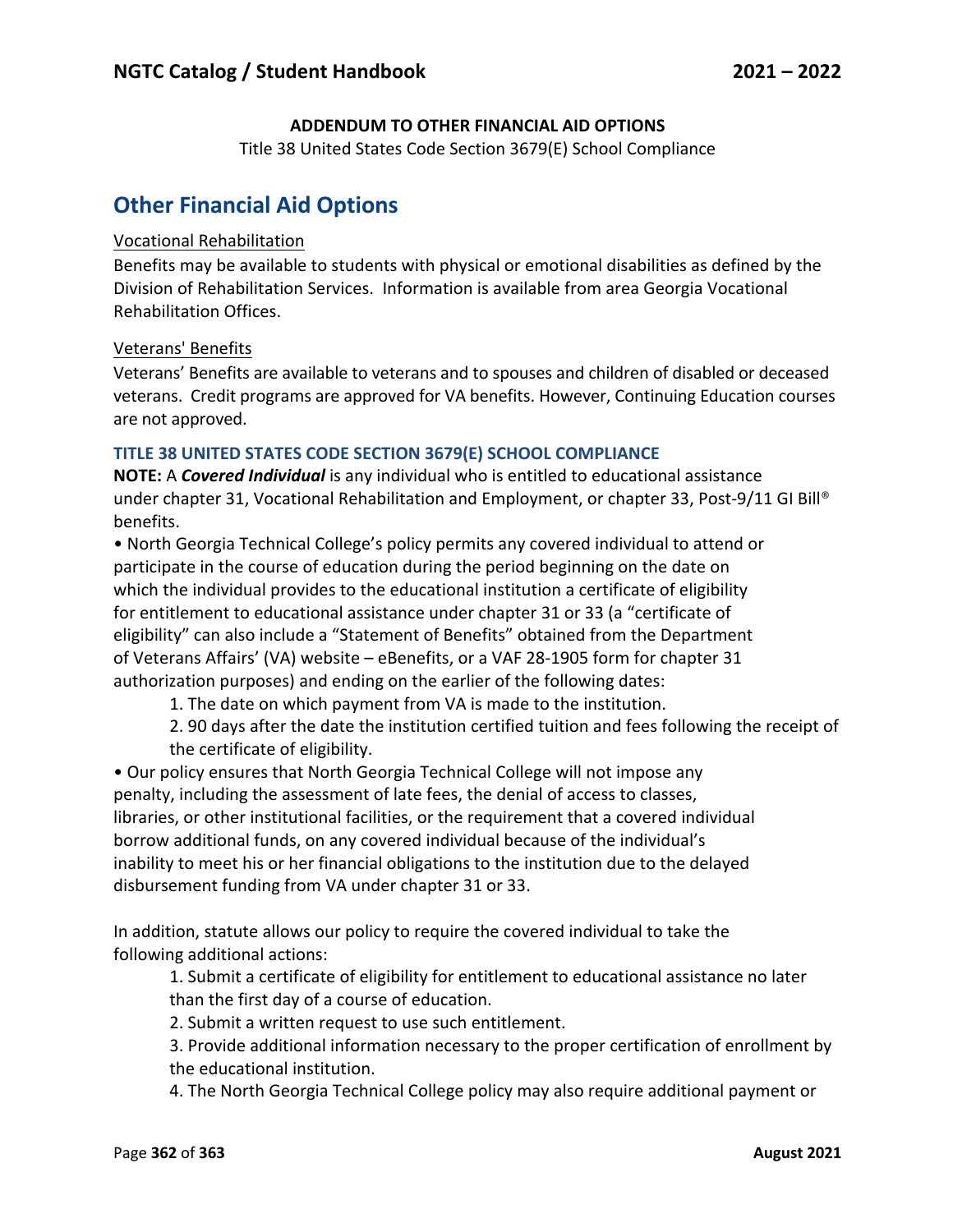**ADDENDUM TO OTHER FINANCIAL AID OPTIONS**

Title 38 United States Code Section 3679(E) School Compliance

## Other Financial Aid Options

Vocational Rehabilitation

Benefits may be available to students with physical or emotional disabilities as defined by the Division of Rehabilitation Services. Information is available from area Georgia Vocational Rehabilitation Offices.

Veterans' Benefits

Veterans' Benefits are available to veterans and to spouses and children of disabled or deceased veterans. Credit programs are approved for VA benefits. However, Continuing Education courses are not approved.

### TITLE 38 UNITED STATES CODE SECTION 3679(E) SCHOOL COMPLIANCE

**NOTE:** A ***Covered Individual*** is any individual who is entitled to educational assistance under chapter 31, Vocational Rehabilitation and Employment, or chapter 33, Post-9/11 GI Bill® benefits.

- North Georgia Technical College's policy permits any covered individual to attend or participate in the course of education during the period beginning on the date on which the individual provides to the educational institution a certificate of eligibility for entitlement to educational assistance under chapter 31 or 33 (a "certificate of eligibility" can also include a "Statement of Benefits" obtained from the Department of Veterans Affairs' (VA) website – eBenefits, or a VAF 28-1905 form for chapter 31 authorization purposes) and ending on the earlier of the following dates:
    1. The date on which payment from VA is made to the institution.
    2. 90 days after the date the institution certified tuition and fees following the receipt of the certificate of eligibility.
- Our policy ensures that North Georgia Technical College will not impose any penalty, including the assessment of late fees, the denial of access to classes, libraries, or other institutional facilities, or the requirement that a covered individual borrow additional funds, on any covered individual because of the individual's inability to meet his or her financial obligations to the institution due to the delayed disbursement funding from VA under chapter 31 or 33.

In addition, statute allows our policy to require the covered individual to take the following additional actions:

1. Submit a certificate of eligibility for entitlement to educational assistance no later than the first day of a course of education.
2. Submit a written request to use such entitlement.
3. Provide additional information necessary to the proper certification of enrollment by the educational institution.
4. The North Georgia Technical College policy may also require additional payment or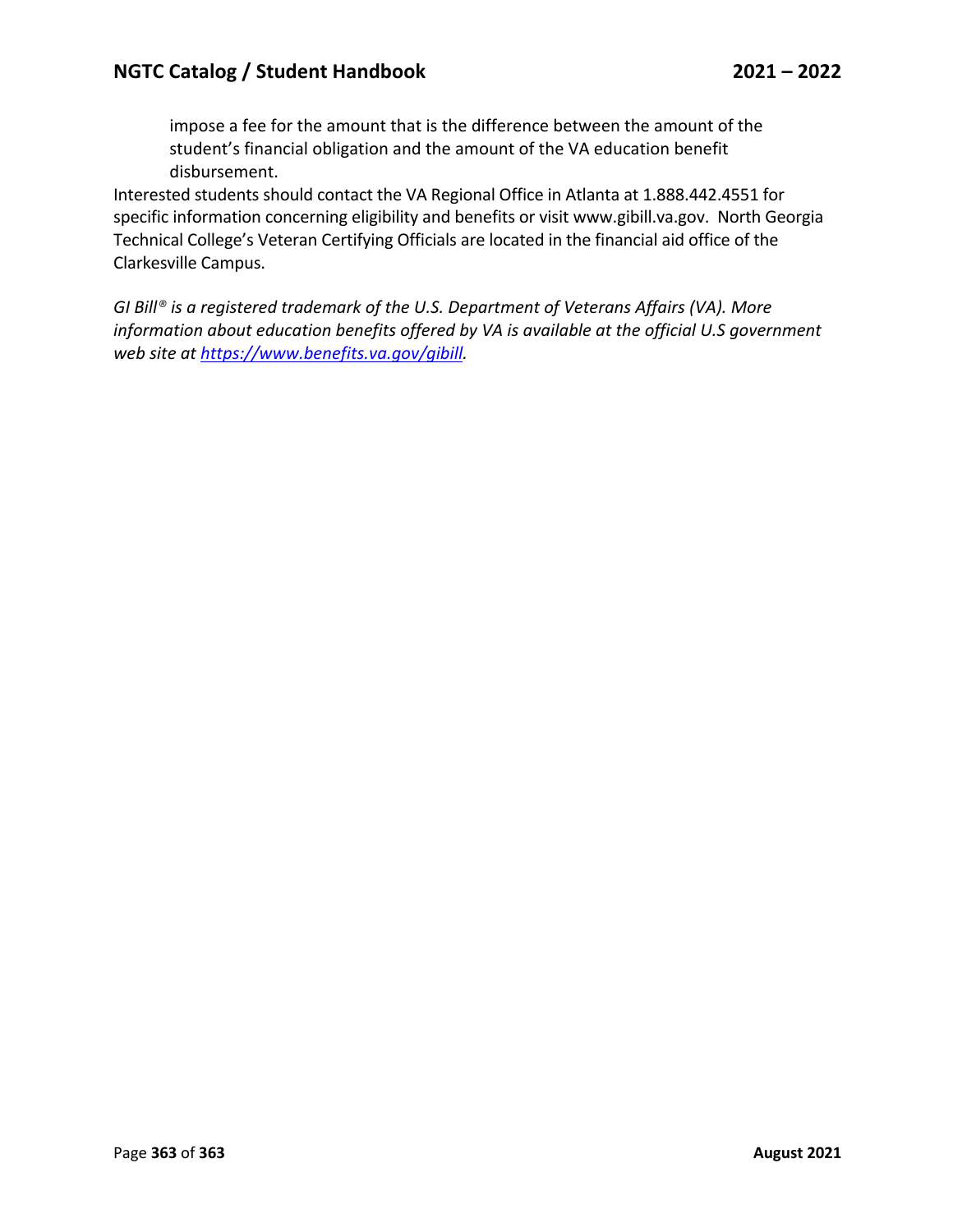impose a fee for the amount that is the difference between the amount of the student's financial obligation and the amount of the VA education benefit disbursement.

Interested students should contact the VA Regional Office in Atlanta at 1.888.442.4551 for specific information concerning eligibility and benefits or visit www.gibill.va.gov. North Georgia Technical College's Veteran Certifying Officials are located in the financial aid office of the Clarkesville Campus.

*GI Bill® is a registered trademark of the U.S. Department of Veterans Affairs (VA). More information about education benefits offered by VA is available at the official U.S government web site at [https://www.benefits.va.gov/gibill](https://www.benefits.va.gov/gibill).*